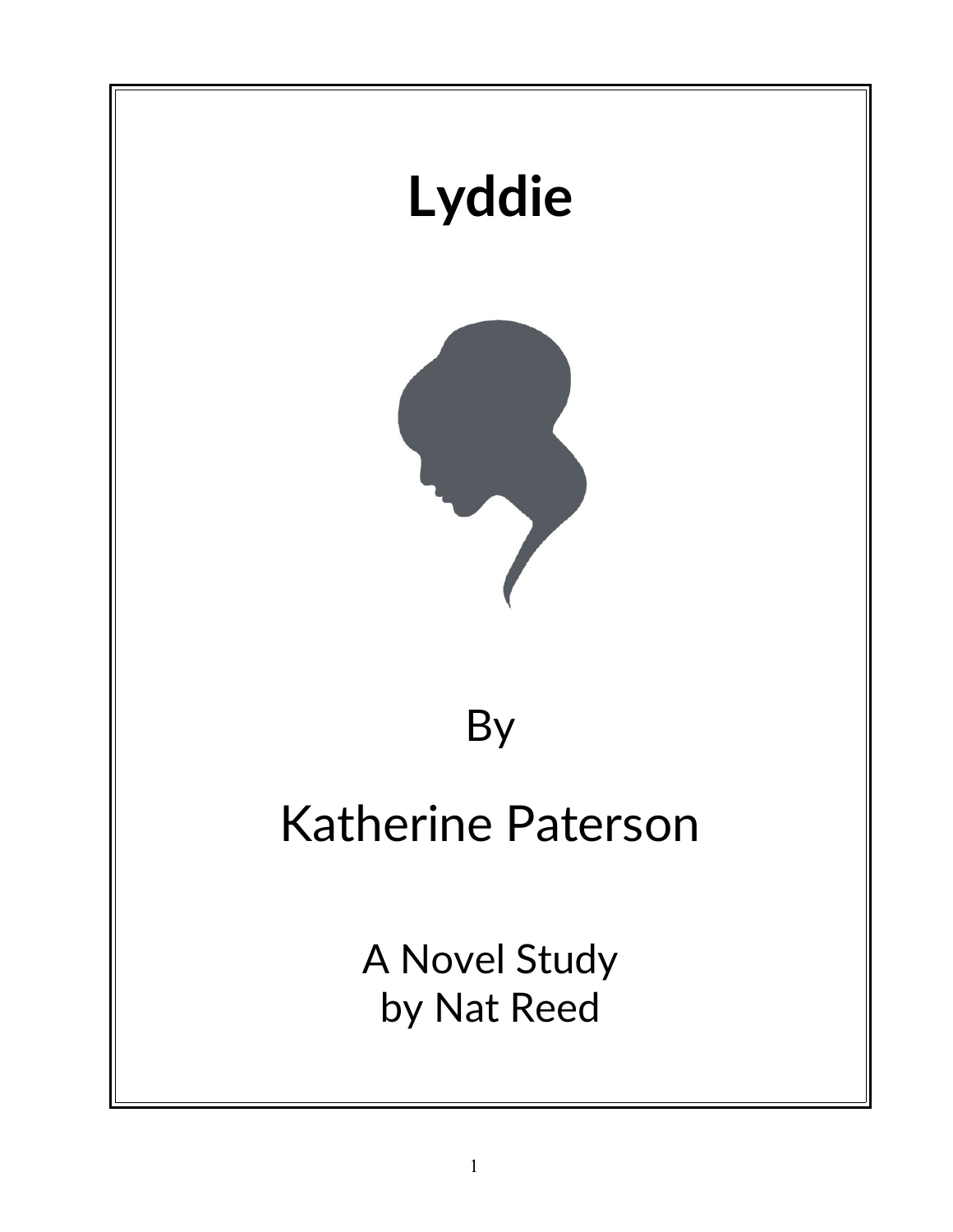# Lyddie

By

Katherine Paterson

A Novel Study
by Nat Reed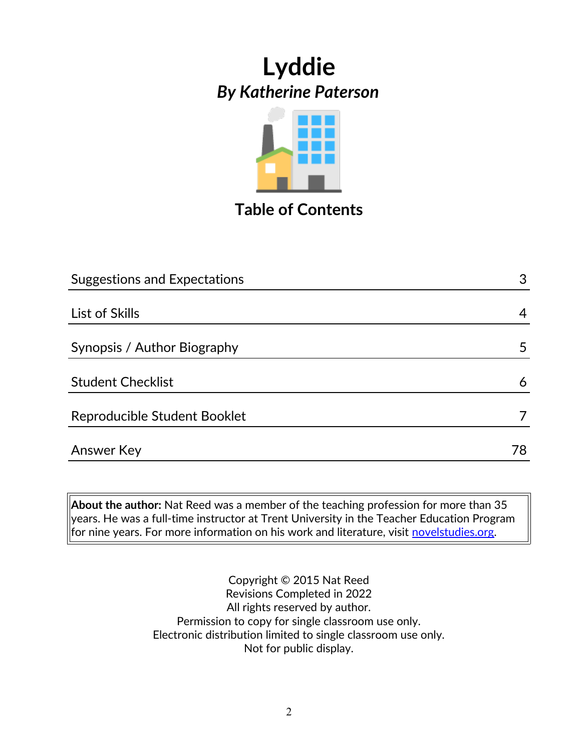# Lyddie

## *By Katherine Paterson*

## Table of Contents

| | |
|---|---|
| Suggestions and Expectations | 3 |
| List of Skills | 4 |
| Synopsis / Author Biography | 5 |
| Student Checklist | 6 |
| Reproducible Student Booklet | 7 |
| Answer Key | 78 |

**About the author:** Nat Reed was a member of the teaching profession for more than 35 years. He was a full-time instructor at Trent University in the Teacher Education Program for nine years. For more information on his work and literature, visit [novelstudies.org](novelstudies.org).

Copyright © 2015 Nat Reed
Revisions Completed in 2022
All rights reserved by author.
Permission to copy for single classroom use only.
Electronic distribution limited to single classroom use only.
Not for public display.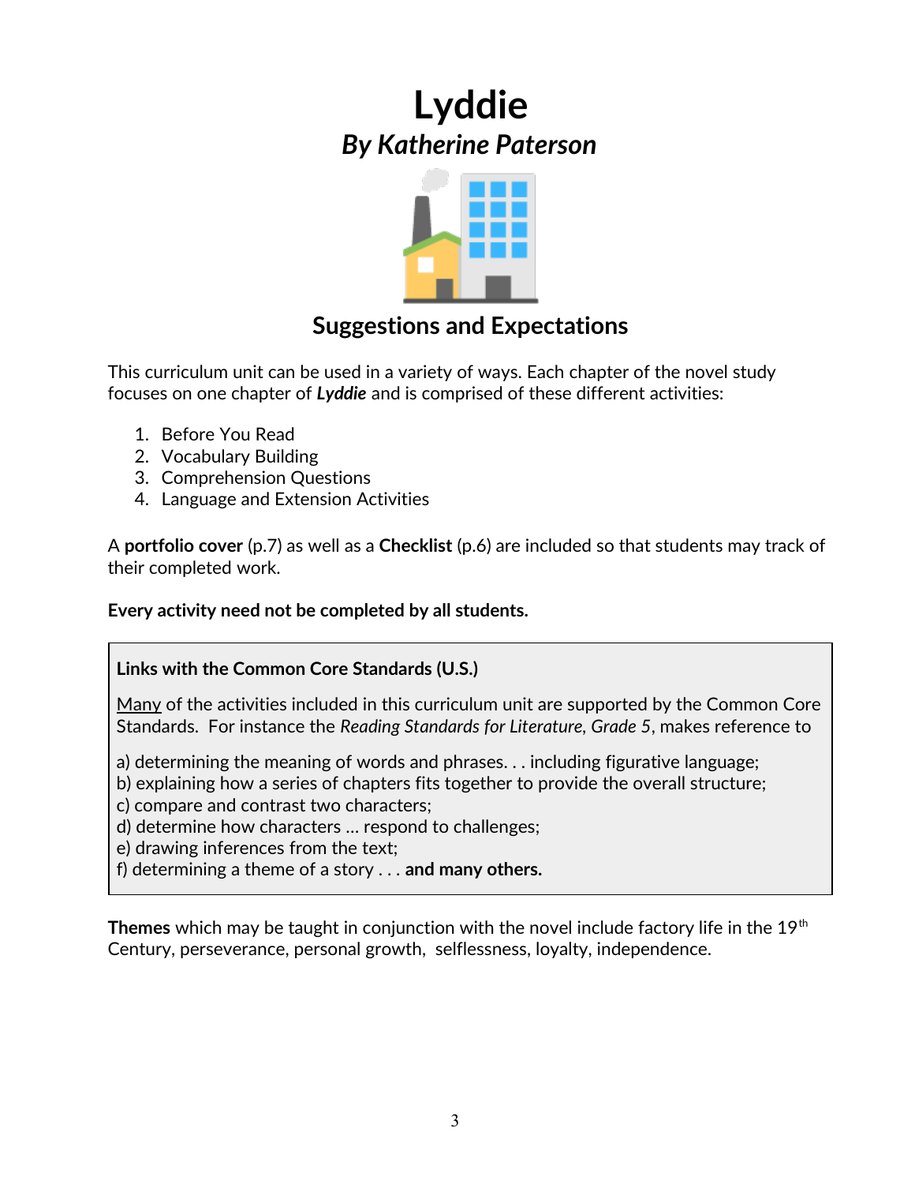# Lyddie

## *By Katherine Paterson*

## Suggestions and Expectations

This curriculum unit can be used in a variety of ways. Each chapter of the novel study focuses on one chapter of ***Lyddie*** and is comprised of these different activities:

1. Before You Read
2. Vocabulary Building
3. Comprehension Questions
4. Language and Extension Activities

A **portfolio cover** (p.7) as well as a **Checklist** (p.6) are included so that students may track of their completed work.

**Every activity need not be completed by all students.**

> **Links with the Common Core Standards (U.S.)**
>
> Many of the activities included in this curriculum unit are supported by the Common Core Standards. For instance the *Reading Standards for Literature, Grade 5*, makes reference to
>
> a) determining the meaning of words and phrases. . . including figurative language;
> b) explaining how a series of chapters fits together to provide the overall structure;
> c) compare and contrast two characters;
> d) determine how characters … respond to challenges;
> e) drawing inferences from the text;
> f) determining a theme of a story . . . **and many others.**

**Themes** which may be taught in conjunction with the novel include factory life in the 19th Century, perseverance, personal growth, selflessness, loyalty, independence.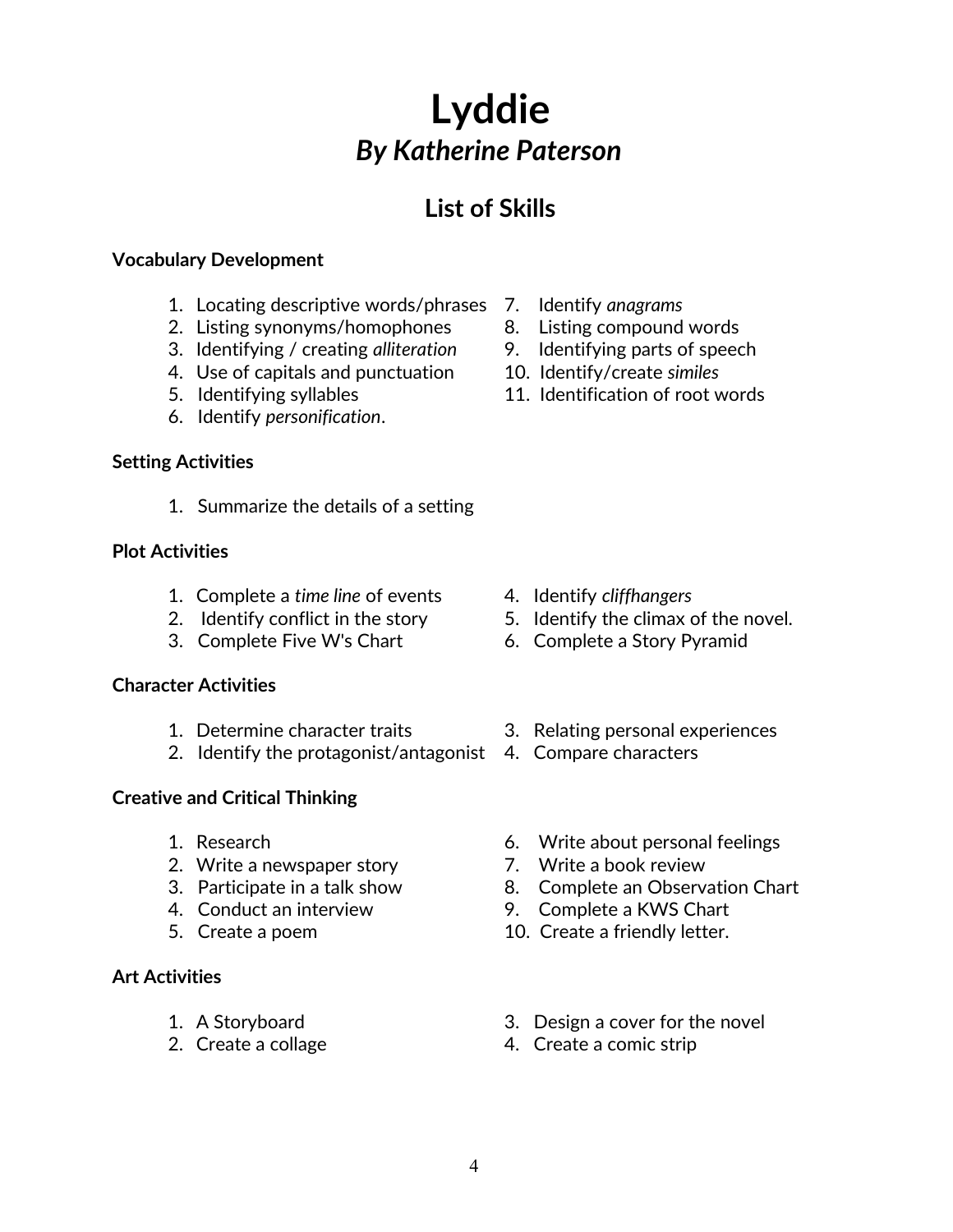# Lyddie

## *By Katherine Paterson*

## List of Skills

**Vocabulary Development**

1. Locating descriptive words/phrases
2. Listing synonyms/homophones
3. Identifying / creating *alliteration*
4. Use of capitals and punctuation
5. Identifying syllables
6. Identify *personification*.
7. Identify *anagrams*
8. Listing compound words
9. Identifying parts of speech
10. Identify/create *similes*
11. Identification of root words

**Setting Activities**

1. Summarize the details of a setting

**Plot Activities**

1. Complete a *time line* of events
2. Identify conflict in the story
3. Complete Five W's Chart
4. Identify *cliffhangers*
5. Identify the climax of the novel.
6. Complete a Story Pyramid

**Character Activities**

1. Determine character traits
2. Identify the protagonist/antagonist
3. Relating personal experiences
4. Compare characters

**Creative and Critical Thinking**

1. Research
2. Write a newspaper story
3. Participate in a talk show
4. Conduct an interview
5. Create a poem
6. Write about personal feelings
7. Write a book review
8. Complete an Observation Chart
9. Complete a KWS Chart
10. Create a friendly letter.

**Art Activities**

1. A Storyboard
2. Create a collage
3. Design a cover for the novel
4. Create a comic strip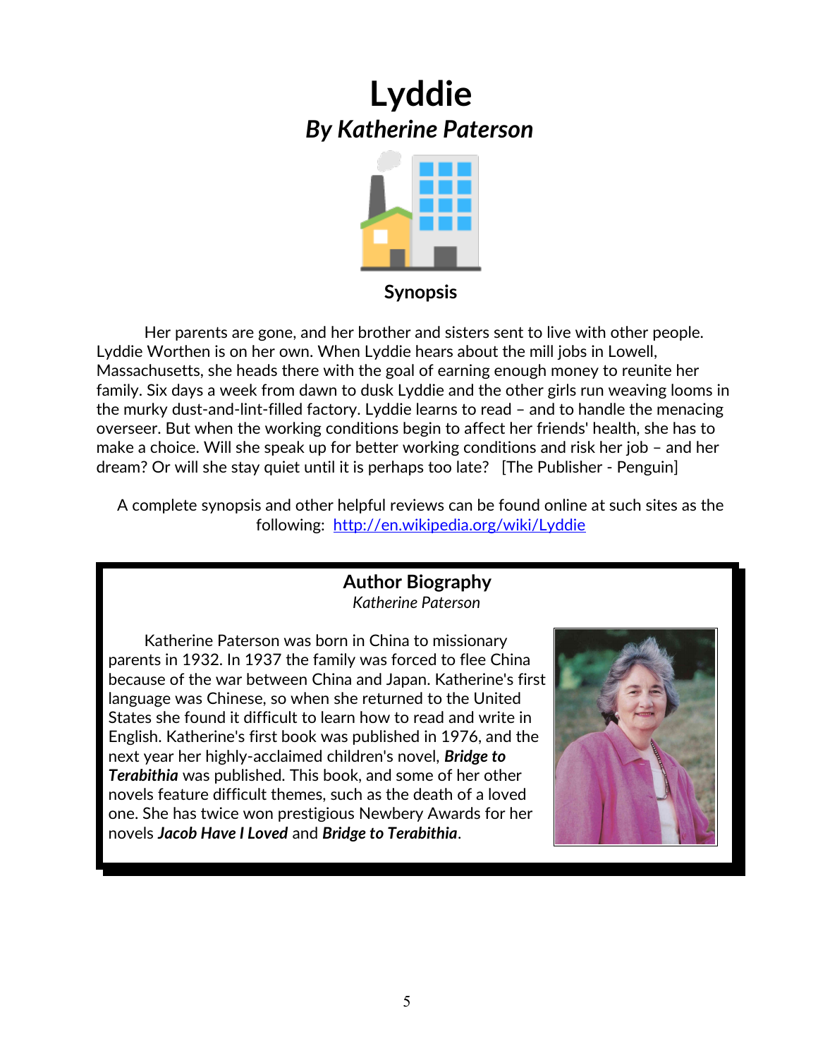# Lyddie

## *By Katherine Paterson*

### Synopsis

Her parents are gone, and her brother and sisters sent to live with other people. Lyddie Worthen is on her own. When Lyddie hears about the mill jobs in Lowell, Massachusetts, she heads there with the goal of earning enough money to reunite her family. Six days a week from dawn to dusk Lyddie and the other girls run weaving looms in the murky dust-and-lint-filled factory. Lyddie learns to read – and to handle the menacing overseer. But when the working conditions begin to affect her friends' health, she has to make a choice. Will she speak up for better working conditions and risk her job – and her dream? Or will she stay quiet until it is perhaps too late? [The Publisher - Penguin]

A complete synopsis and other helpful reviews can be found online at such sites as the following: [http://en.wikipedia.org/wiki/Lyddie](http://en.wikipedia.org/wiki/Lyddie)

### Author Biography

*Katherine Paterson*

Katherine Paterson was born in China to missionary parents in 1932. In 1937 the family was forced to flee China because of the war between China and Japan. Katherine's first language was Chinese, so when she returned to the United States she found it difficult to learn how to read and write in English. Katherine's first book was published in 1976, and the next year her highly-acclaimed children's novel, ***Bridge to Terabithia*** was published. This book, and some of her other novels feature difficult themes, such as the death of a loved one. She has twice won prestigious Newbery Awards for her novels ***Jacob Have I Loved*** and ***Bridge to Terabithia***.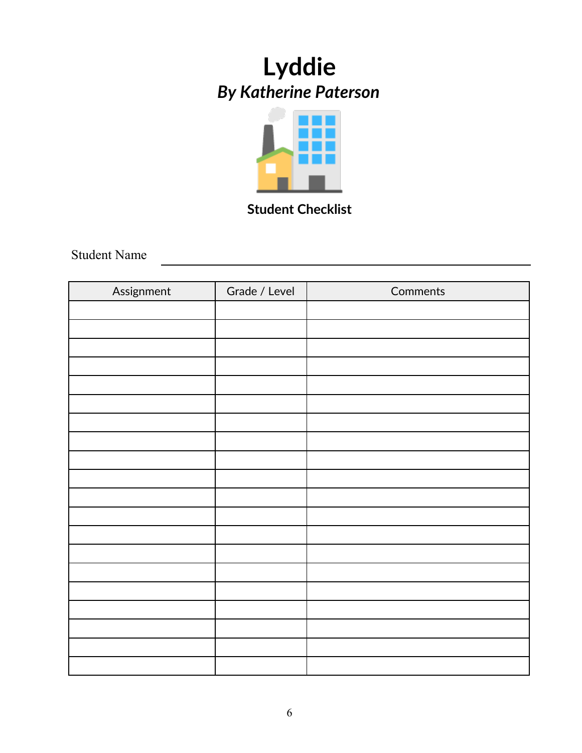# Lyddie

## *By Katherine Paterson*

**Student Checklist**

Student Name ______________________________________________

| Assignment | Grade / Level | Comments |
|---|---|---|
| | | |
| | | |
| | | |
| | | |
| | | |
| | | |
| | | |
| | | |
| | | |
| | | |
| | | |
| | | |
| | | |
| | | |
| | | |
| | | |
| | | |
| | | |
| | | |
| | | |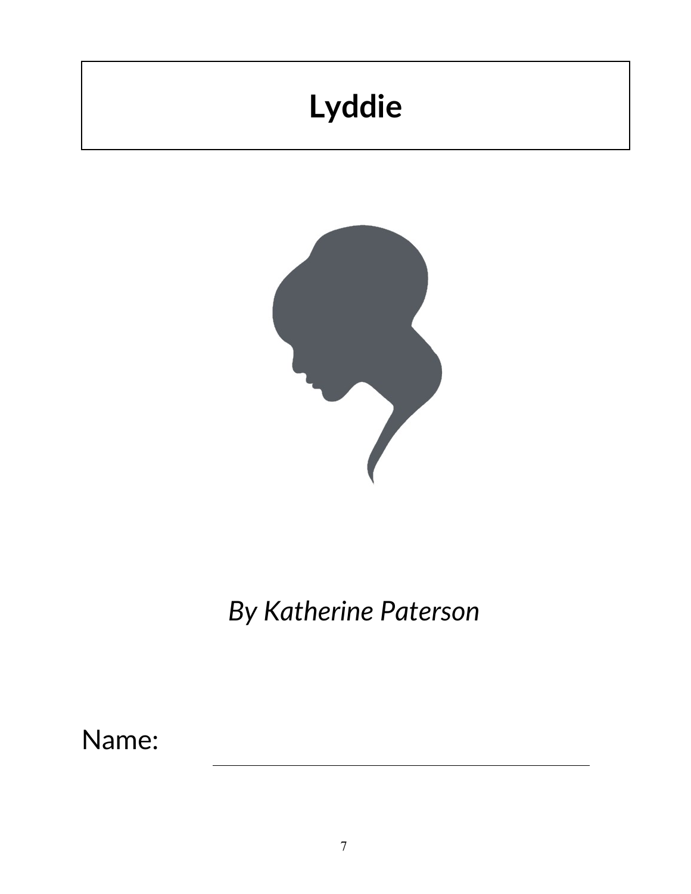# Lyddie

*By Katherine Paterson*

Name: ______________________________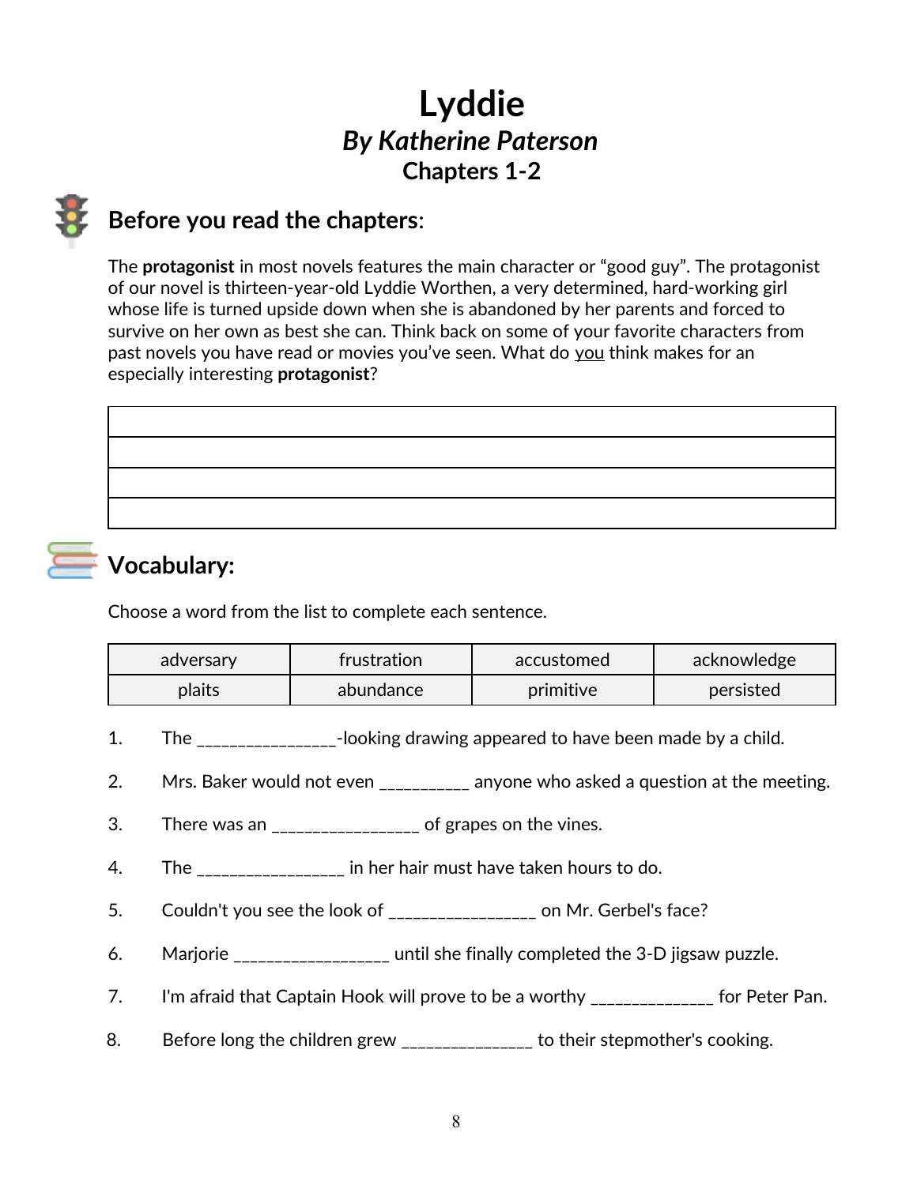# Lyddie

## *By Katherine Paterson*

### Chapters 1-2

## Before you read the chapters:

The **protagonist** in most novels features the main character or "good guy". The protagonist of our novel is thirteen-year-old Lyddie Worthen, a very determined, hard-working girl whose life is turned upside down when she is abandoned by her parents and forced to survive on her own as best she can. Think back on some of your favorite characters from past novels you have read or movies you've seen. What do you think makes for an especially interesting **protagonist**?

| |
|---|
| |
| |
| |
| |

## Vocabulary:

Choose a word from the list to complete each sentence.

| adversary | frustration | accustomed | acknowledge |
|---|---|---|---|
| plaits | abundance | primitive | persisted |

1. The _______________-looking drawing appeared to have been made by a child.

2. Mrs. Baker would not even __________ anyone who asked a question at the meeting.

3. There was an ________________ of grapes on the vines.

4. The ________________ in her hair must have taken hours to do.

5. Couldn't you see the look of ________________ on Mr. Gerbel's face?

6. Marjorie _________________ until she finally completed the 3-D jigsaw puzzle.

7. I'm afraid that Captain Hook will prove to be a worthy _____________ for Peter Pan.

8. Before long the children grew ______________ to their stepmother's cooking.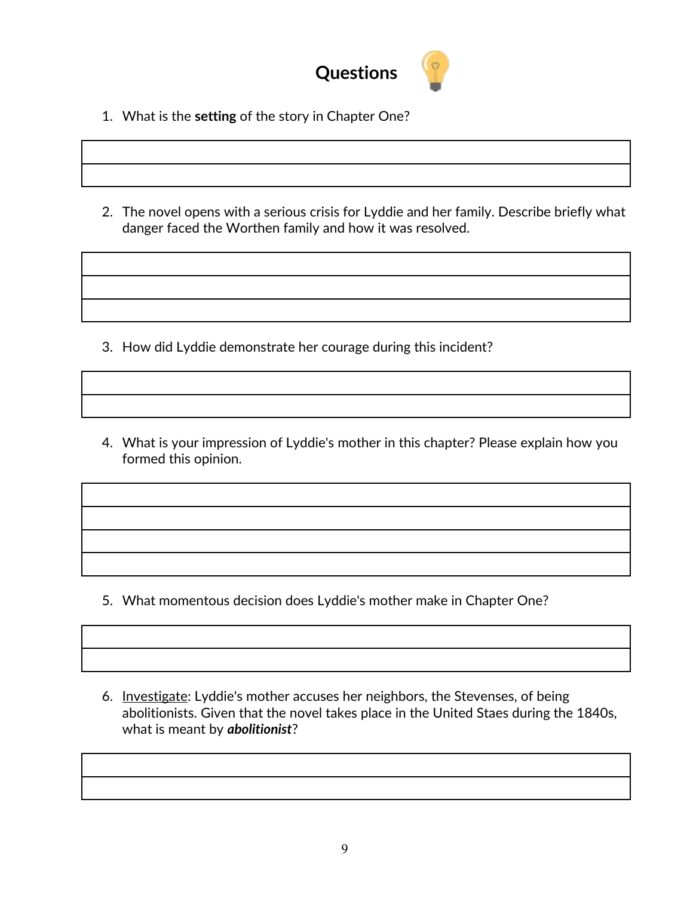# Questions

1. What is the **setting** of the story in Chapter One?

2. The novel opens with a serious crisis for Lyddie and her family. Describe briefly what danger faced the Worthen family and how it was resolved.

3. How did Lyddie demonstrate her courage during this incident?

4. What is your impression of Lyddie's mother in this chapter? Please explain how you formed this opinion.

5. What momentous decision does Lyddie's mother make in Chapter One?

6. Investigate: Lyddie's mother accuses her neighbors, the Stevenses, of being abolitionists. Given that the novel takes place in the United Staes during the 1840s, what is meant by ***abolitionist***?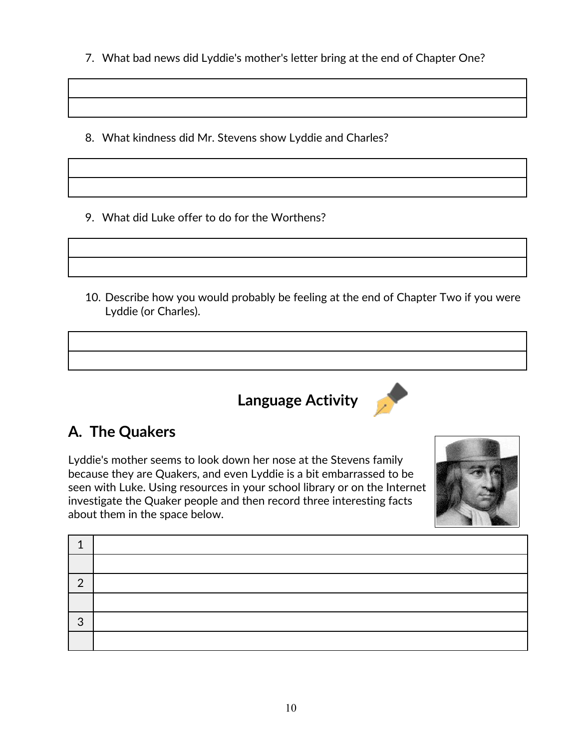7. What bad news did Lyddie's mother's letter bring at the end of Chapter One?

| |
|---|
| |

8. What kindness did Mr. Stevens show Lyddie and Charles?

| |
|---|
| |

9. What did Luke offer to do for the Worthens?

| |
|---|
| |

10. Describe how you would probably be feeling at the end of Chapter Two if you were Lyddie (or Charles).

| |
|---|
| |

## Language Activity

## A. The Quakers

Lyddie's mother seems to look down her nose at the Stevens family because they are Quakers, and even Lyddie is a bit embarrassed to be seen with Luke. Using resources in your school library or on the Internet investigate the Quaker people and then record three interesting facts about them in the space below.

| | |
|---|---|
| 1 | |
| | |
| 2 | |
| | |
| 3 | |
| | |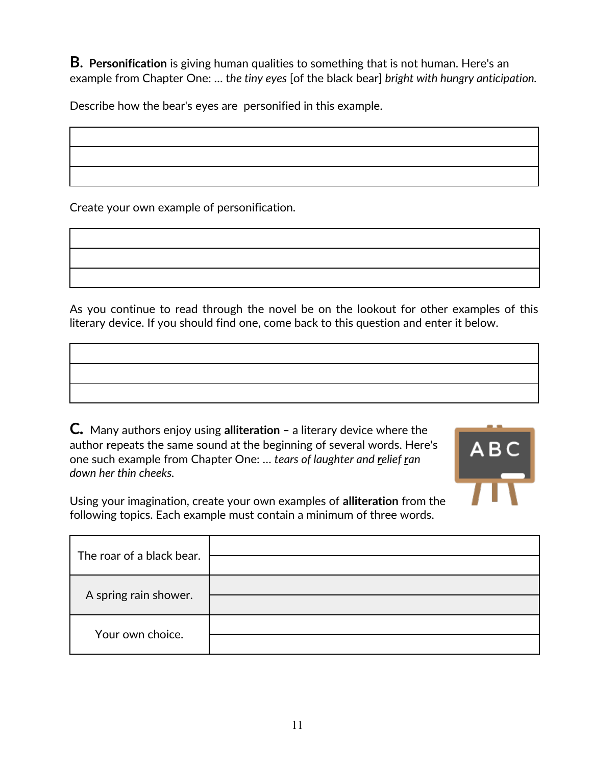**B.** **Personification** is giving human qualities to something that is not human. Here's an example from Chapter One: … *the tiny eyes* [of the black bear] *bright with hungry anticipation.*

Describe how the bear's eyes are personified in this example.

| |
|---|
| |
| |
| |

Create your own example of personification.

| |
|---|
| |
| |
| |

As you continue to read through the novel be on the lookout for other examples of this literary device. If you should find one, come back to this question and enter it below.

| |
|---|
| |
| |
| |

**C.** Many authors enjoy using **alliteration** – a literary device where the author **r**epeats the same sound at the beginning of several words. Here's one such example from Chapter One: … *tears of laughter and* ***r****elief* ***r****an down her thin cheeks.*

Using your imagination, create your own examples of **alliteration** from the following topics. Each example must contain a minimum of three words.

| | |
|---|---|
| The roar of a black bear. | |
| A spring rain shower. | |
| Your own choice. | |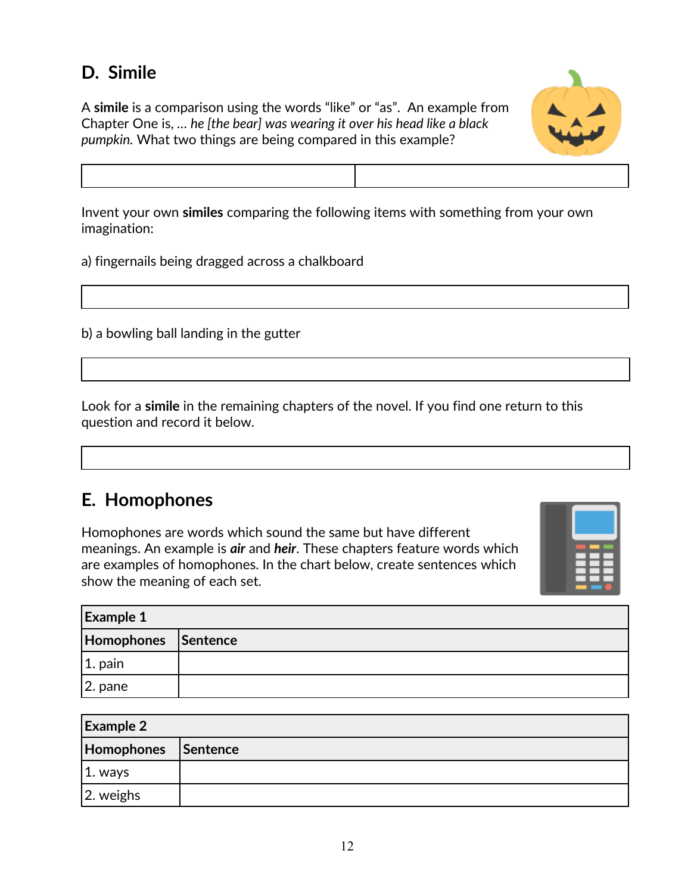## D. Simile

A **simile** is a comparison using the words “like” or “as”. An example from Chapter One is, … *he [the bear] was wearing it over his head like a black pumpkin.* What two things are being compared in this example?

| | |
|---|---|
| | |

Invent your own **similes** comparing the following items with something from your own imagination:

a) fingernails being dragged across a chalkboard

| |
|---|
| |

b) a bowling ball landing in the gutter

| |
|---|
| |

Look for a **simile** in the remaining chapters of the novel. If you find one return to this question and record it below.

| |
|---|
| |

## E. Homophones

Homophones are words which sound the same but have different meanings. An example is ***air*** and ***heir***. These chapters feature words which are examples of homophones. In the chart below, create sentences which show the meaning of each set.

| **Example 1** | |
|---|---|
| **Homophones** | **Sentence** |
| 1. pain | |
| 2. pane | |

| **Example 2** | |
|---|---|
| **Homophones** | **Sentence** |
| 1. ways | |
| 2. weighs | |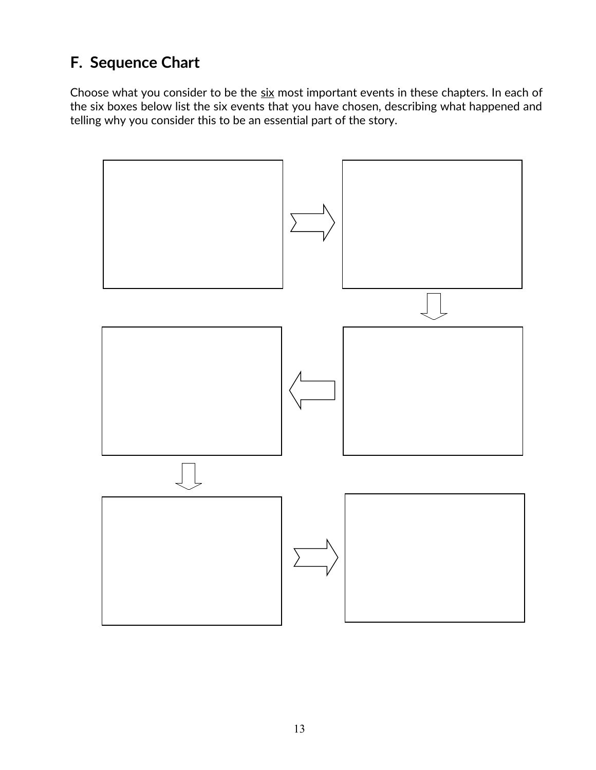## F. Sequence Chart

Choose what you consider to be the <u>six</u> most important events in these chapters. In each of the six boxes below list the six events that you have chosen, describing what happened and telling why you consider this to be an essential part of the story.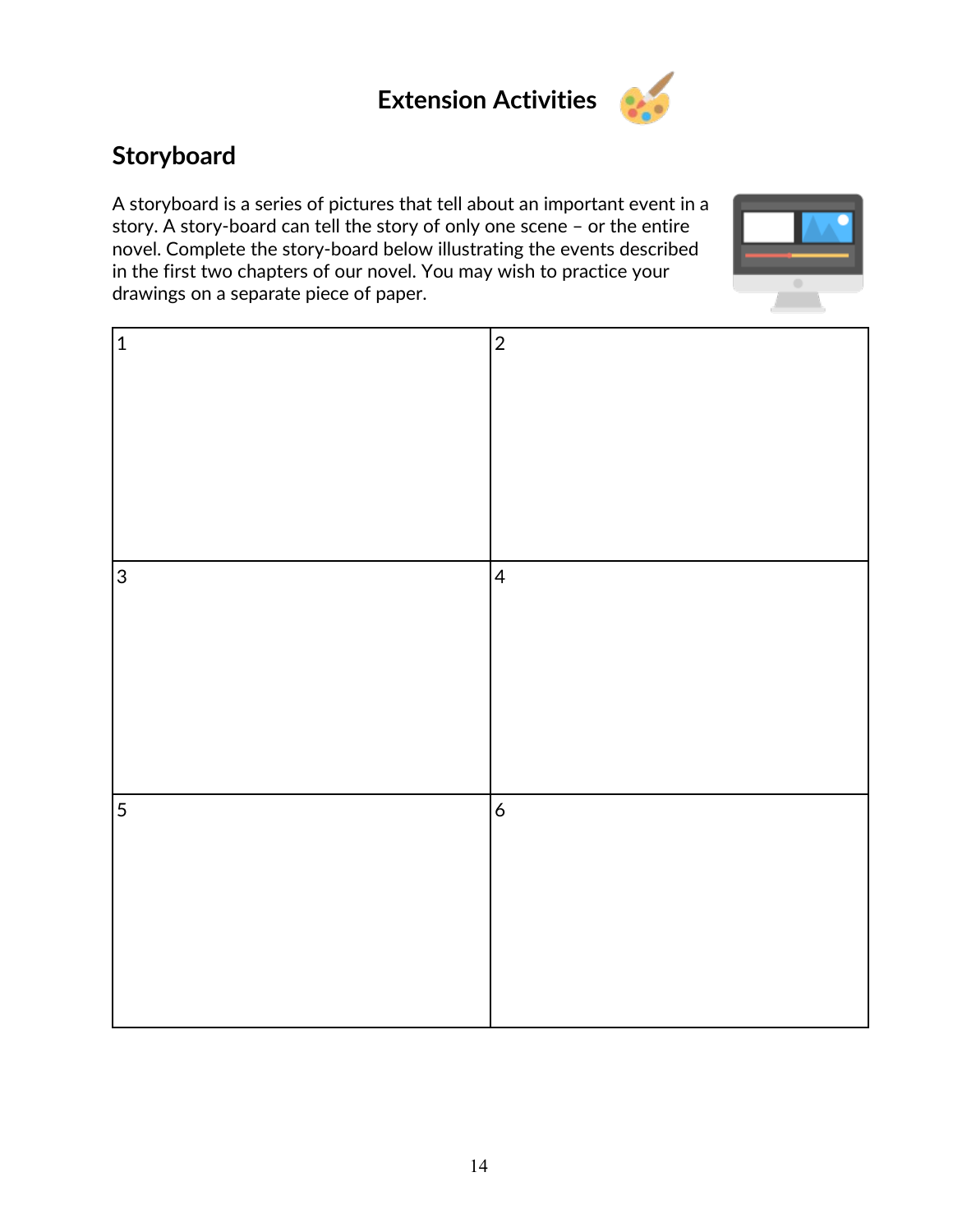# Extension Activities

## Storyboard

A storyboard is a series of pictures that tell about an important event in a story. A story-board can tell the story of only one scene – or the entire novel. Complete the story-board below illustrating the events described in the first two chapters of our novel. You may wish to practice your drawings on a separate piece of paper.

| | |
|---|---|
| 1 | 2 |
| 3 | 4 |
| 5 | 6 |